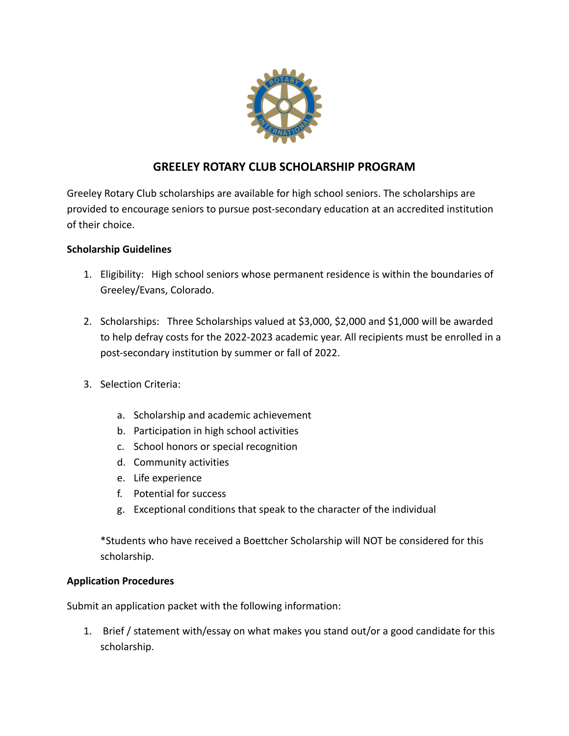# GREELEY ROTARY CLUB SCHOLARSHIP PROGRAM

Greeley Rotary Club scholarships are available for high school seniors. The scholarships are provided to encourage seniors to pursue post-secondary education at an accredited institution of their choice.

**Scholarship Guidelines**

1. Eligibility: High school seniors whose permanent residence is within the boundaries of Greeley/Evans, Colorado.

2. Scholarships: Three Scholarships valued at $3,000, $2,000 and $1,000 will be awarded to help defray costs for the 2022-2023 academic year. All recipients must be enrolled in a post-secondary institution by summer or fall of 2022.

3. Selection Criteria:

   a. Scholarship and academic achievement
   b. Participation in high school activities
   c. School honors or special recognition
   d. Community activities
   e. Life experience
   f. Potential for success
   g. Exceptional conditions that speak to the character of the individual

   *Students who have received a Boettcher Scholarship will NOT be considered for this scholarship.

**Application Procedures**

Submit an application packet with the following information:

1. Brief / statement with/essay on what makes you stand out/or a good candidate for this scholarship.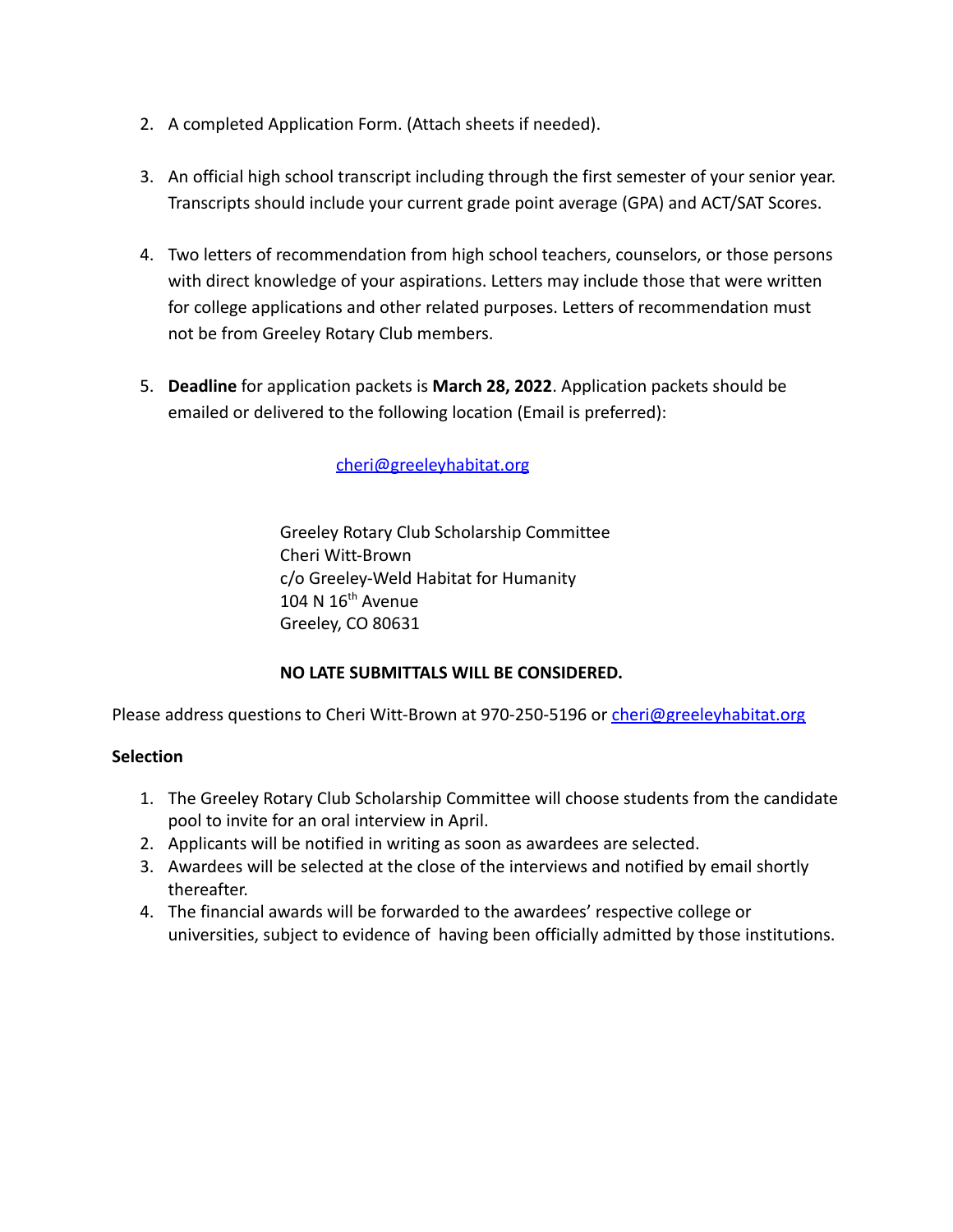2. A completed Application Form. (Attach sheets if needed).

3. An official high school transcript including through the first semester of your senior year. Transcripts should include your current grade point average (GPA) and ACT/SAT Scores.

4. Two letters of recommendation from high school teachers, counselors, or those persons with direct knowledge of your aspirations. Letters may include those that were written for college applications and other related purposes. Letters of recommendation must not be from Greeley Rotary Club members.

5. **Deadline** for application packets is **March 28, 2022**. Application packets should be emailed or delivered to the following location (Email is preferred):

   cheri@greeleyhabitat.org

   Greeley Rotary Club Scholarship Committee
   Cheri Witt-Brown
   c/o Greeley-Weld Habitat for Humanity
   104 N 16th Avenue
   Greeley, CO 80631

   **NO LATE SUBMITTALS WILL BE CONSIDERED.**

Please address questions to Cheri Witt-Brown at 970-250-5196 or cheri@greeleyhabitat.org

**Selection**

1. The Greeley Rotary Club Scholarship Committee will choose students from the candidate pool to invite for an oral interview in April.
2. Applicants will be notified in writing as soon as awardees are selected.
3. Awardees will be selected at the close of the interviews and notified by email shortly thereafter.
4. The financial awards will be forwarded to the awardees' respective college or universities, subject to evidence of having been officially admitted by those institutions.